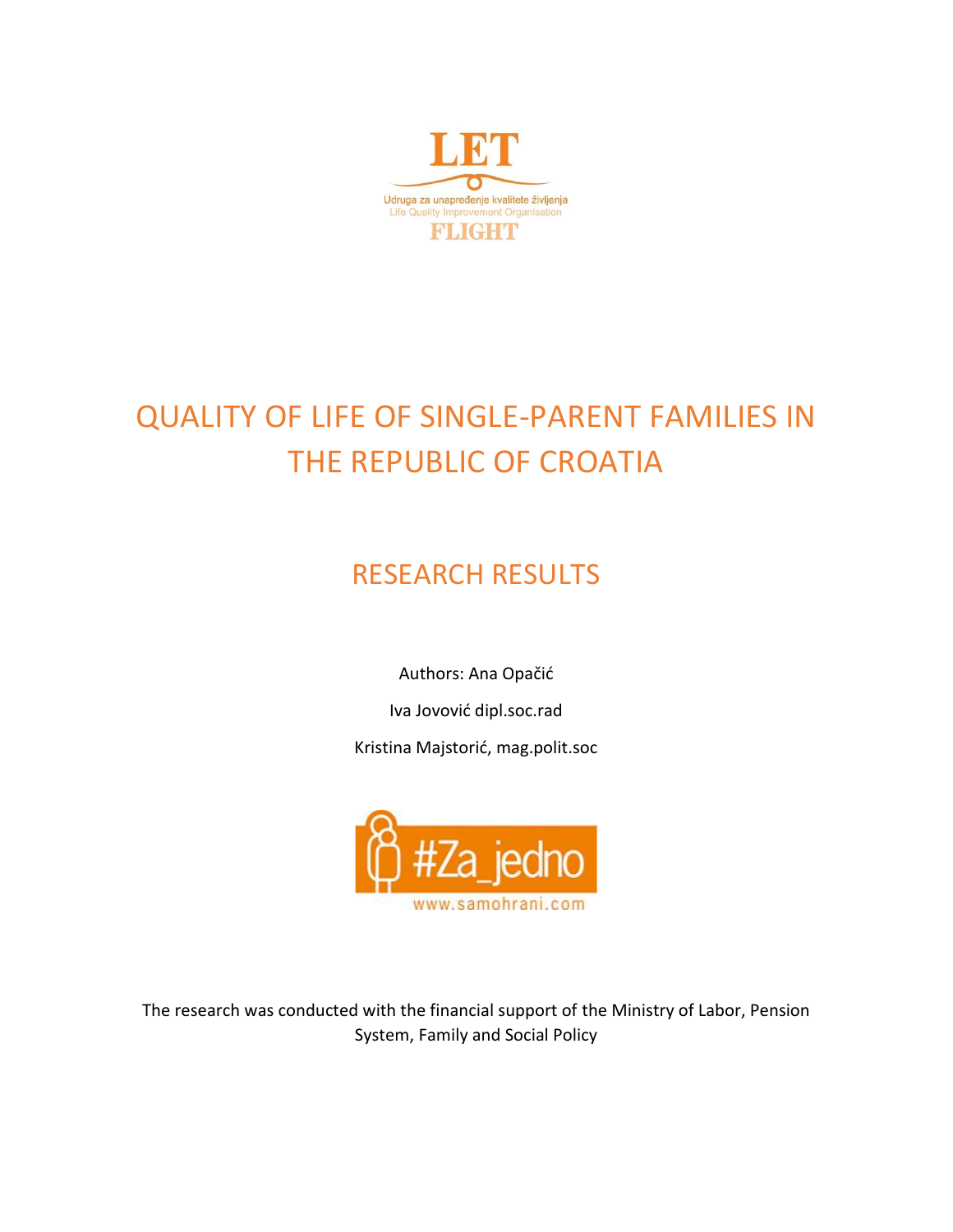LET

Udruga za unapređenje kvalitete življenja

Life Quality Improvement Organisation

FLIGHT

# QUALITY OF LIFE OF SINGLE-PARENT FAMILIES IN THE REPUBLIC OF CROATIA

## RESEARCH RESULTS

Authors: Ana Opačić

Iva Jovović dipl.soc.rad

Kristina Majstorić, mag.polit.soc

#Za_jedno

www.samohrani.com

The research was conducted with the financial support of the Ministry of Labor, Pension System, Family and Social Policy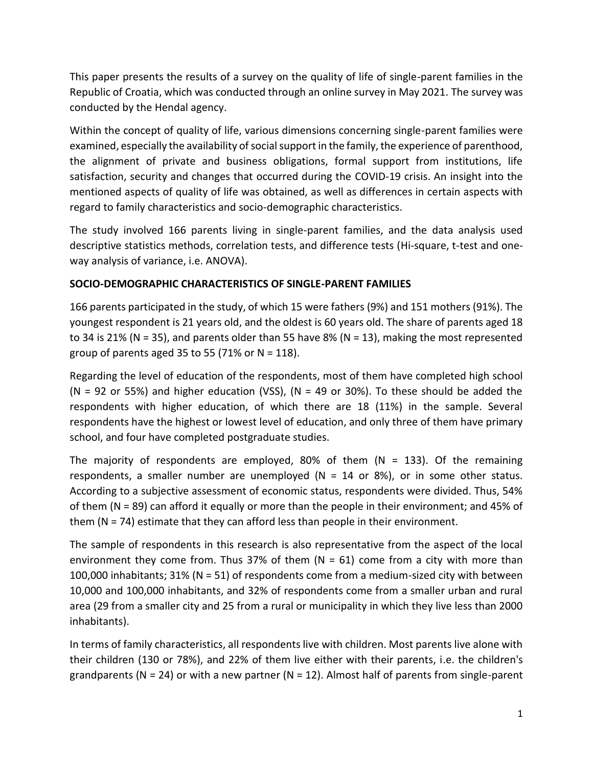This paper presents the results of a survey on the quality of life of single-parent families in the Republic of Croatia, which was conducted through an online survey in May 2021. The survey was conducted by the Hendal agency.

Within the concept of quality of life, various dimensions concerning single-parent families were examined, especially the availability of social support in the family, the experience of parenthood, the alignment of private and business obligations, formal support from institutions, life satisfaction, security and changes that occurred during the COVID-19 crisis. An insight into the mentioned aspects of quality of life was obtained, as well as differences in certain aspects with regard to family characteristics and socio-demographic characteristics.

The study involved 166 parents living in single-parent families, and the data analysis used descriptive statistics methods, correlation tests, and difference tests (Hi-square, t-test and one-way analysis of variance, i.e. ANOVA).

**SOCIO-DEMOGRAPHIC CHARACTERISTICS OF SINGLE-PARENT FAMILIES**

166 parents participated in the study, of which 15 were fathers (9%) and 151 mothers (91%). The youngest respondent is 21 years old, and the oldest is 60 years old. The share of parents aged 18 to 34 is 21% (N = 35), and parents older than 55 have 8% (N = 13), making the most represented group of parents aged 35 to 55 (71% or N = 118).

Regarding the level of education of the respondents, most of them have completed high school (N = 92 or 55%) and higher education (VSS), (N = 49 or 30%). To these should be added the respondents with higher education, of which there are 18 (11%) in the sample. Several respondents have the highest or lowest level of education, and only three of them have primary school, and four have completed postgraduate studies.

The majority of respondents are employed, 80% of them (N = 133). Of the remaining respondents, a smaller number are unemployed (N = 14 or 8%), or in some other status. According to a subjective assessment of economic status, respondents were divided. Thus, 54% of them (N = 89) can afford it equally or more than the people in their environment; and 45% of them (N = 74) estimate that they can afford less than people in their environment.

The sample of respondents in this research is also representative from the aspect of the local environment they come from. Thus 37% of them (N = 61) come from a city with more than 100,000 inhabitants; 31% (N = 51) of respondents come from a medium-sized city with between 10,000 and 100,000 inhabitants, and 32% of respondents come from a smaller urban and rural area (29 from a smaller city and 25 from a rural or municipality in which they live less than 2000 inhabitants).

In terms of family characteristics, all respondents live with children. Most parents live alone with their children (130 or 78%), and 22% of them live either with their parents, i.e. the children's grandparents (N = 24) or with a new partner (N = 12). Almost half of parents from single-parent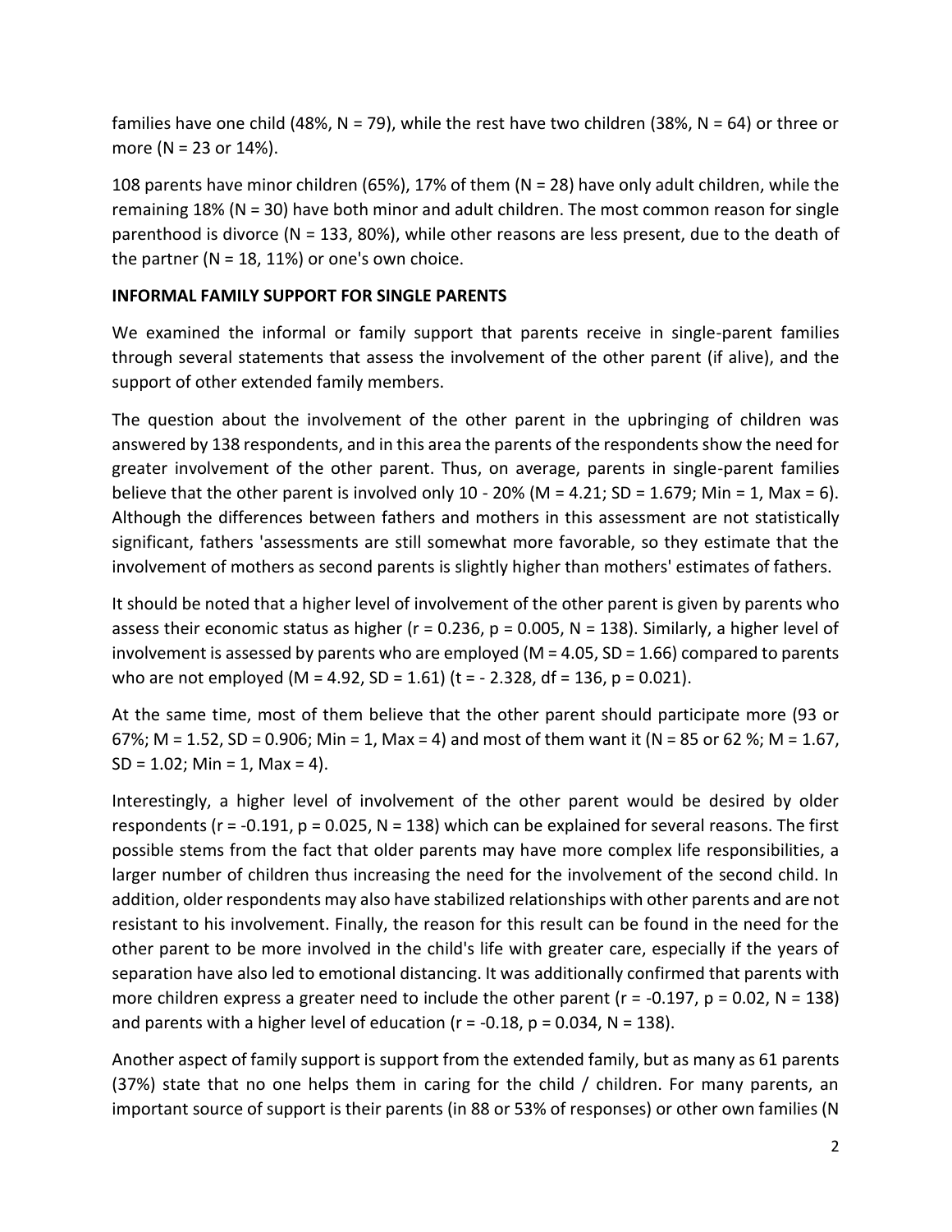families have one child (48%, N = 79), while the rest have two children (38%, N = 64) or three or more (N = 23 or 14%).

108 parents have minor children (65%), 17% of them (N = 28) have only adult children, while the remaining 18% (N = 30) have both minor and adult children. The most common reason for single parenthood is divorce (N = 133, 80%), while other reasons are less present, due to the death of the partner (N = 18, 11%) or one's own choice.

**INFORMAL FAMILY SUPPORT FOR SINGLE PARENTS**

We examined the informal or family support that parents receive in single-parent families through several statements that assess the involvement of the other parent (if alive), and the support of other extended family members.

The question about the involvement of the other parent in the upbringing of children was answered by 138 respondents, and in this area the parents of the respondents show the need for greater involvement of the other parent. Thus, on average, parents in single-parent families believe that the other parent is involved only 10 - 20% (M = 4.21; SD = 1.679; Min = 1, Max = 6). Although the differences between fathers and mothers in this assessment are not statistically significant, fathers 'assessments are still somewhat more favorable, so they estimate that the involvement of mothers as second parents is slightly higher than mothers' estimates of fathers.

It should be noted that a higher level of involvement of the other parent is given by parents who assess their economic status as higher (r = 0.236, p = 0.005, N = 138). Similarly, a higher level of involvement is assessed by parents who are employed (M = 4.05, SD = 1.66) compared to parents who are not employed (M = 4.92, SD = 1.61) (t = - 2.328, df = 136, p = 0.021).

At the same time, most of them believe that the other parent should participate more (93 or 67%; M = 1.52, SD = 0.906; Min = 1, Max = 4) and most of them want it (N = 85 or 62 %; M = 1.67, SD = 1.02; Min = 1, Max = 4).

Interestingly, a higher level of involvement of the other parent would be desired by older respondents (r = -0.191, p = 0.025, N = 138) which can be explained for several reasons. The first possible stems from the fact that older parents may have more complex life responsibilities, a larger number of children thus increasing the need for the involvement of the second child. In addition, older respondents may also have stabilized relationships with other parents and are not resistant to his involvement. Finally, the reason for this result can be found in the need for the other parent to be more involved in the child's life with greater care, especially if the years of separation have also led to emotional distancing. It was additionally confirmed that parents with more children express a greater need to include the other parent (r = -0.197, p = 0.02, N = 138) and parents with a higher level of education (r = -0.18, p = 0.034, N = 138).

Another aspect of family support is support from the extended family, but as many as 61 parents (37%) state that no one helps them in caring for the child / children. For many parents, an important source of support is their parents (in 88 or 53% of responses) or other own families (N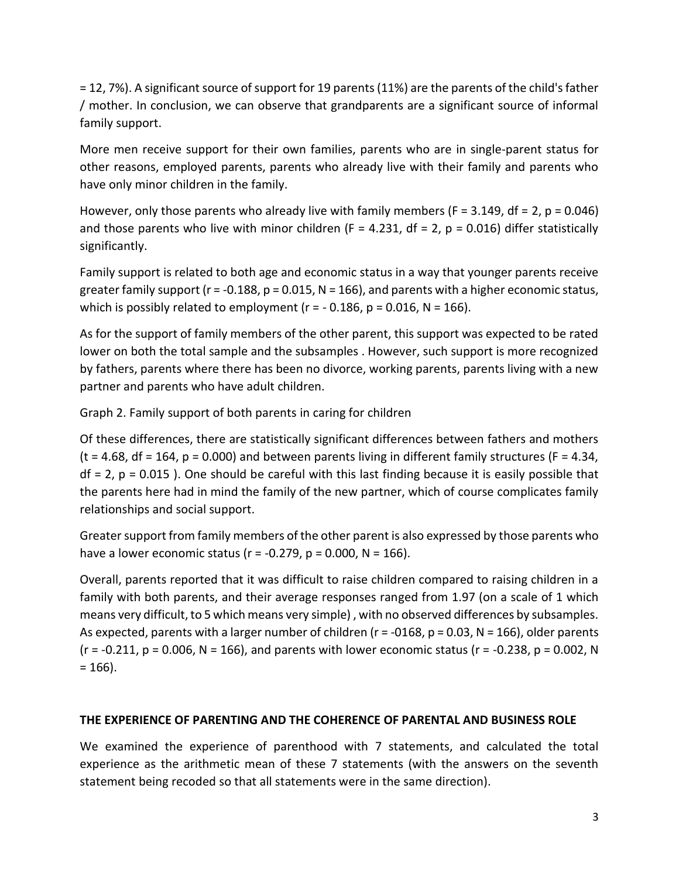= 12, 7%). A significant source of support for 19 parents (11%) are the parents of the child's father / mother. In conclusion, we can observe that grandparents are a significant source of informal family support.

More men receive support for their own families, parents who are in single-parent status for other reasons, employed parents, parents who already live with their family and parents who have only minor children in the family.

However, only those parents who already live with family members ($F = 3.149$, $df = 2$, $p = 0.046$) and those parents who live with minor children ($F = 4.231$, $df = 2$, $p = 0.016$) differ statistically significantly.

Family support is related to both age and economic status in a way that younger parents receive greater family support ($r = -0.188$, $p = 0.015$, $N = 166$), and parents with a higher economic status, which is possibly related to employment ($r = -0.186$, $p = 0.016$, $N = 166$).

As for the support of family members of the other parent, this support was expected to be rated lower on both the total sample and the subsamples . However, such support is more recognized by fathers, parents where there has been no divorce, working parents, parents living with a new partner and parents who have adult children.

Graph 2. Family support of both parents in caring for children

Of these differences, there are statistically significant differences between fathers and mothers ($t = 4.68$, $df = 164$, $p = 0.000$) and between parents living in different family structures ($F = 4.34$, $df = 2$, $p = 0.015$ ). One should be careful with this last finding because it is easily possible that the parents here had in mind the family of the new partner, which of course complicates family relationships and social support.

Greater support from family members of the other parent is also expressed by those parents who have a lower economic status ($r = -0.279$, $p = 0.000$, $N = 166$).

Overall, parents reported that it was difficult to raise children compared to raising children in a family with both parents, and their average responses ranged from 1.97 (on a scale of 1 which means very difficult, to 5 which means very simple) , with no observed differences by subsamples. As expected, parents with a larger number of children ($r = -0168$, $p = 0.03$, $N = 166$), older parents ($r = -0.211$, $p = 0.006$, $N = 166$), and parents with lower economic status ($r = -0.238$, $p = 0.002$, $N = 166$).

**THE EXPERIENCE OF PARENTING AND THE COHERENCE OF PARENTAL AND BUSINESS ROLE**

We examined the experience of parenthood with 7 statements, and calculated the total experience as the arithmetic mean of these 7 statements (with the answers on the seventh statement being recoded so that all statements were in the same direction).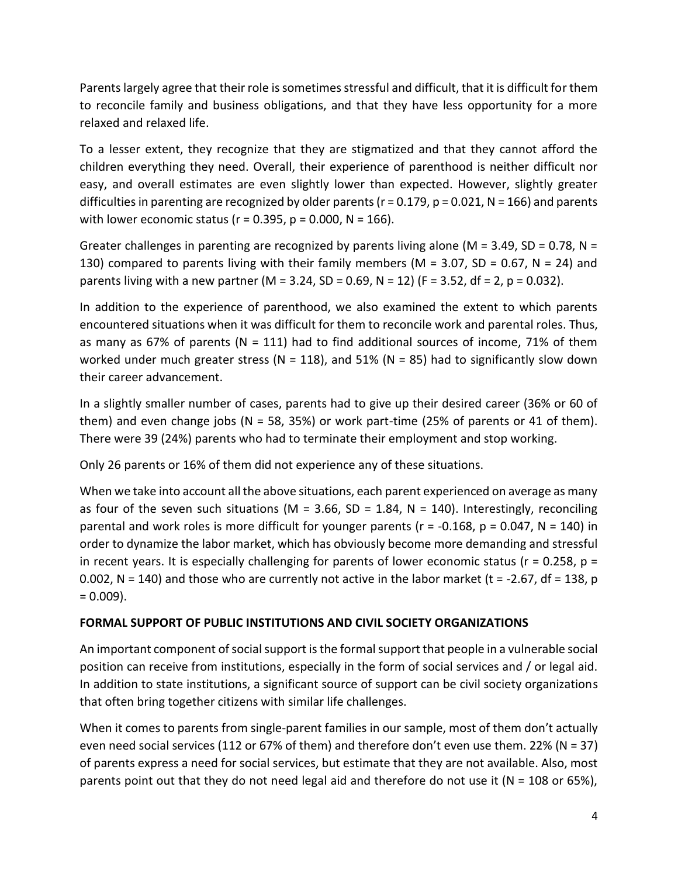Parents largely agree that their role is sometimes stressful and difficult, that it is difficult for them to reconcile family and business obligations, and that they have less opportunity for a more relaxed and relaxed life.

To a lesser extent, they recognize that they are stigmatized and that they cannot afford the children everything they need. Overall, their experience of parenthood is neither difficult nor easy, and overall estimates are even slightly lower than expected. However, slightly greater difficulties in parenting are recognized by older parents ($r = 0.179$, $p = 0.021$, $N = 166$) and parents with lower economic status ($r = 0.395$, $p = 0.000$, $N = 166$).

Greater challenges in parenting are recognized by parents living alone ($M = 3.49$, $SD = 0.78$, $N = 130$) compared to parents living with their family members ($M = 3.07$, $SD = 0.67$, $N = 24$) and parents living with a new partner ($M = 3.24$, $SD = 0.69$, $N = 12$) ($F = 3.52$, $df = 2$, $p = 0.032$).

In addition to the experience of parenthood, we also examined the extent to which parents encountered situations when it was difficult for them to reconcile work and parental roles. Thus, as many as 67% of parents ($N = 111$) had to find additional sources of income, 71% of them worked under much greater stress ($N = 118$), and 51% ($N = 85$) had to significantly slow down their career advancement.

In a slightly smaller number of cases, parents had to give up their desired career (36% or 60 of them) and even change jobs ($N = 58$, 35%) or work part-time (25% of parents or 41 of them). There were 39 (24%) parents who had to terminate their employment and stop working.

Only 26 parents or 16% of them did not experience any of these situations.

When we take into account all the above situations, each parent experienced on average as many as four of the seven such situations ($M = 3.66$, $SD = 1.84$, $N = 140$). Interestingly, reconciling parental and work roles is more difficult for younger parents ($r = -0.168$, $p = 0.047$, $N = 140$) in order to dynamize the labor market, which has obviously become more demanding and stressful in recent years. It is especially challenging for parents of lower economic status ($r = 0.258$, $p = 0.002$, $N = 140$) and those who are currently not active in the labor market ($t = -2.67$, $df = 138$, $p = 0.009$).

**FORMAL SUPPORT OF PUBLIC INSTITUTIONS AND CIVIL SOCIETY ORGANIZATIONS**

An important component of social support is the formal support that people in a vulnerable social position can receive from institutions, especially in the form of social services and / or legal aid. In addition to state institutions, a significant source of support can be civil society organizations that often bring together citizens with similar life challenges.

When it comes to parents from single-parent families in our sample, most of them don't actually even need social services (112 or 67% of them) and therefore don't even use them. 22% ($N = 37$) of parents express a need for social services, but estimate that they are not available. Also, most parents point out that they do not need legal aid and therefore do not use it ($N = 108$ or 65%),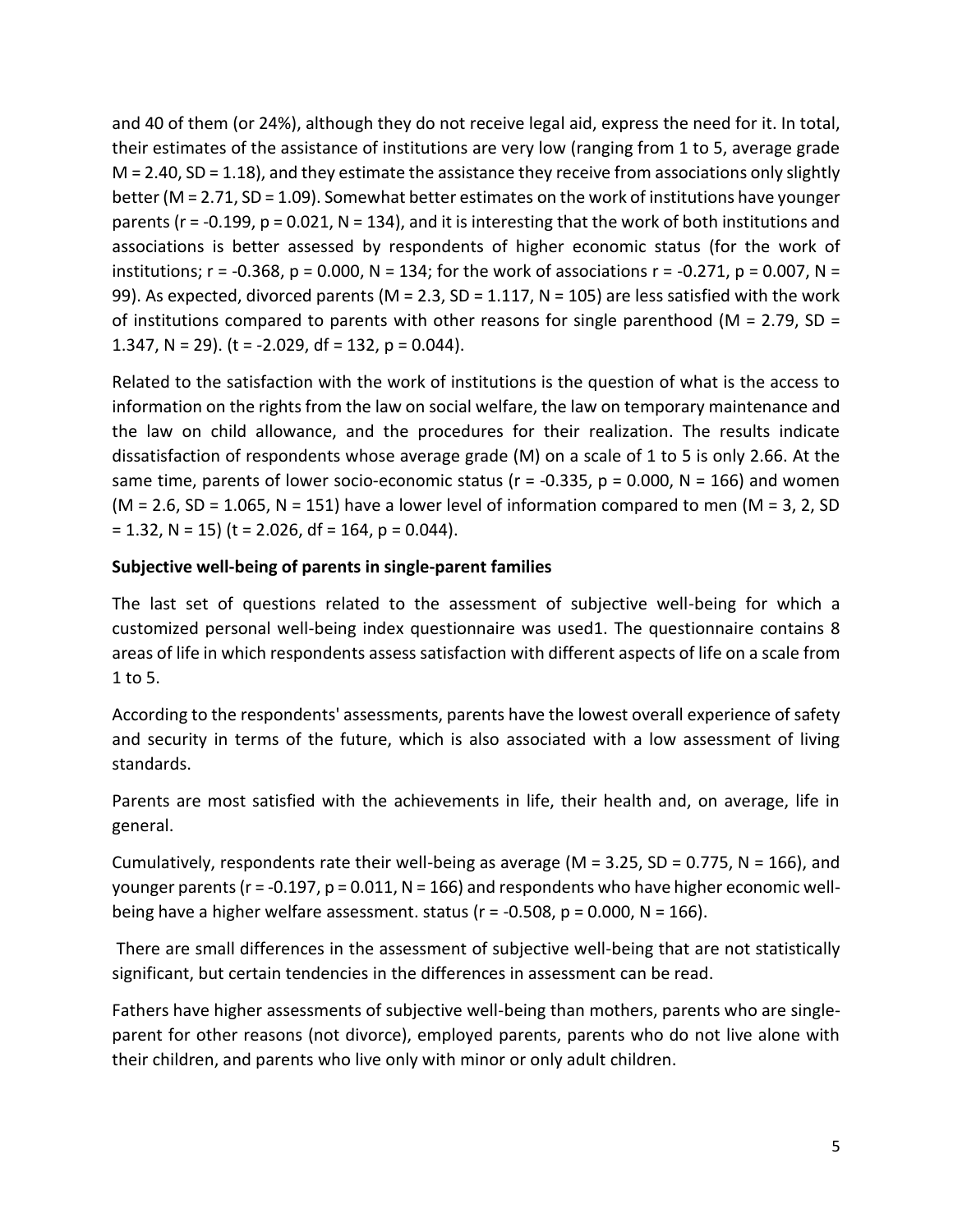and 40 of them (or 24%), although they do not receive legal aid, express the need for it. In total, their estimates of the assistance of institutions are very low (ranging from 1 to 5, average grade $M = 2.40$, $SD = 1.18$), and they estimate the assistance they receive from associations only slightly better ($M = 2.71$, $SD = 1.09$). Somewhat better estimates on the work of institutions have younger parents ($r = -0.199$, $p = 0.021$, $N = 134$), and it is interesting that the work of both institutions and associations is better assessed by respondents of higher economic status (for the work of institutions; $r = -0.368$, $p = 0.000$, $N = 134$; for the work of associations $r = -0.271$, $p = 0.007$, $N = 99$). As expected, divorced parents ($M = 2.3$, $SD = 1.117$, $N = 105$) are less satisfied with the work of institutions compared to parents with other reasons for single parenthood ($M = 2.79$, $SD = 1.347$, $N = 29$). ($t = -2.029$, $df = 132$, $p = 0.044$).

Related to the satisfaction with the work of institutions is the question of what is the access to information on the rights from the law on social welfare, the law on temporary maintenance and the law on child allowance, and the procedures for their realization. The results indicate dissatisfaction of respondents whose average grade (M) on a scale of 1 to 5 is only 2.66. At the same time, parents of lower socio-economic status ($r = -0.335$, $p = 0.000$, $N = 166$) and women ($M = 2.6$, $SD = 1.065$, $N = 151$) have a lower level of information compared to men ($M = 3, 2$, $SD = 1.32$, $N = 15$) ($t = 2.026$, $df = 164$, $p = 0.044$).

**Subjective well-being of parents in single-parent families**

The last set of questions related to the assessment of subjective well-being for which a customized personal well-being index questionnaire was used1. The questionnaire contains 8 areas of life in which respondents assess satisfaction with different aspects of life on a scale from 1 to 5.

According to the respondents' assessments, parents have the lowest overall experience of safety and security in terms of the future, which is also associated with a low assessment of living standards.

Parents are most satisfied with the achievements in life, their health and, on average, life in general.

Cumulatively, respondents rate their well-being as average ($M = 3.25$, $SD = 0.775$, $N = 166$), and younger parents ($r = -0.197$, $p = 0.011$, $N = 166$) and respondents who have higher economic well-being have a higher welfare assessment. status ($r = -0.508$, $p = 0.000$, $N = 166$).

There are small differences in the assessment of subjective well-being that are not statistically significant, but certain tendencies in the differences in assessment can be read.

Fathers have higher assessments of subjective well-being than mothers, parents who are single-parent for other reasons (not divorce), employed parents, parents who do not live alone with their children, and parents who live only with minor or only adult children.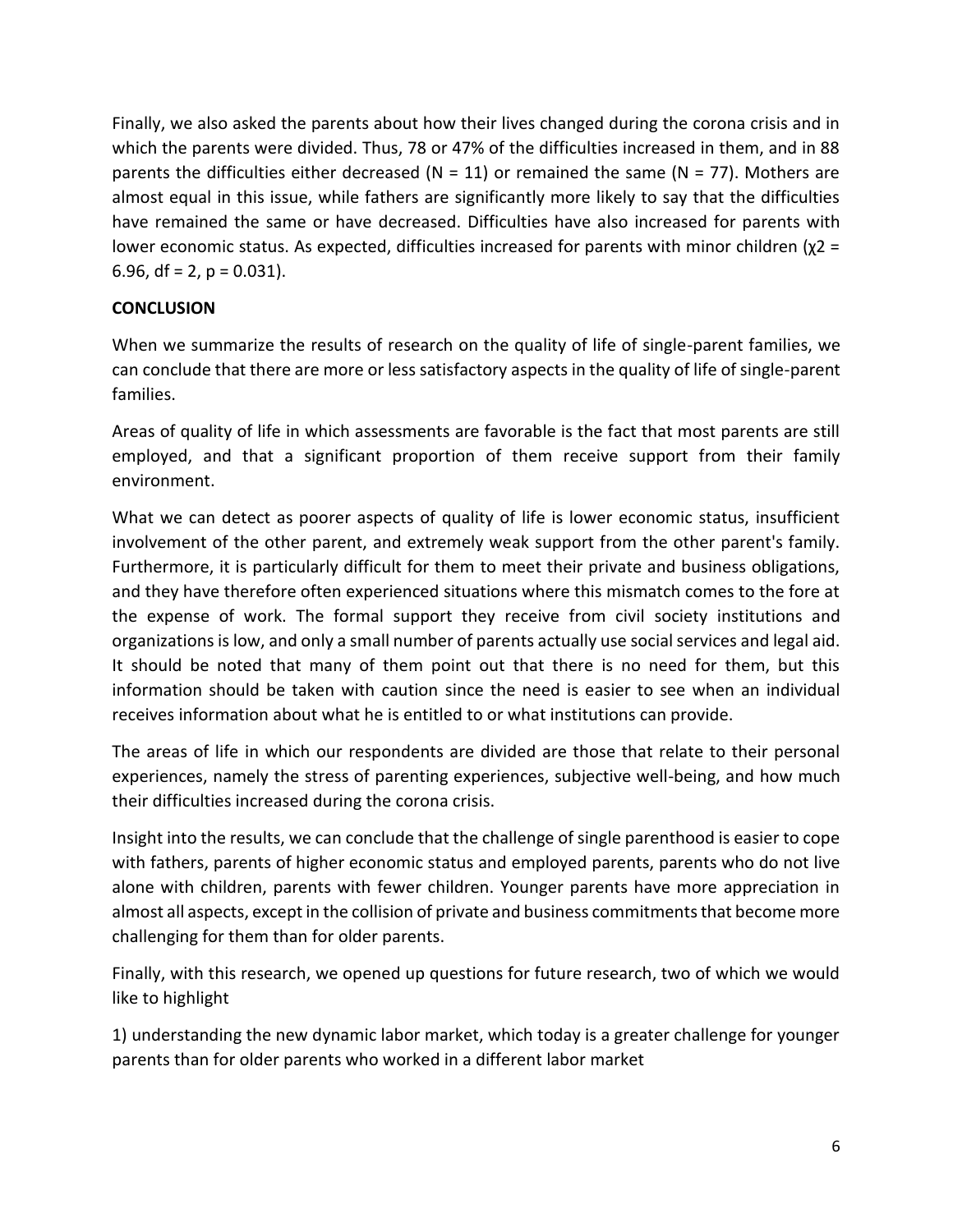Finally, we also asked the parents about how their lives changed during the corona crisis and in which the parents were divided. Thus, 78 or 47% of the difficulties increased in them, and in 88 parents the difficulties either decreased (N = 11) or remained the same (N = 77). Mothers are almost equal in this issue, while fathers are significantly more likely to say that the difficulties have remained the same or have decreased. Difficulties have also increased for parents with lower economic status. As expected, difficulties increased for parents with minor children ($\chi^2$ = 6.96, df = 2, p = 0.031).

## CONCLUSION

When we summarize the results of research on the quality of life of single-parent families, we can conclude that there are more or less satisfactory aspects in the quality of life of single-parent families.

Areas of quality of life in which assessments are favorable is the fact that most parents are still employed, and that a significant proportion of them receive support from their family environment.

What we can detect as poorer aspects of quality of life is lower economic status, insufficient involvement of the other parent, and extremely weak support from the other parent's family. Furthermore, it is particularly difficult for them to meet their private and business obligations, and they have therefore often experienced situations where this mismatch comes to the fore at the expense of work. The formal support they receive from civil society institutions and organizations is low, and only a small number of parents actually use social services and legal aid. It should be noted that many of them point out that there is no need for them, but this information should be taken with caution since the need is easier to see when an individual receives information about what he is entitled to or what institutions can provide.

The areas of life in which our respondents are divided are those that relate to their personal experiences, namely the stress of parenting experiences, subjective well-being, and how much their difficulties increased during the corona crisis.

Insight into the results, we can conclude that the challenge of single parenthood is easier to cope with fathers, parents of higher economic status and employed parents, parents who do not live alone with children, parents with fewer children. Younger parents have more appreciation in almost all aspects, except in the collision of private and business commitments that become more challenging for them than for older parents.

Finally, with this research, we opened up questions for future research, two of which we would like to highlight

1) understanding the new dynamic labor market, which today is a greater challenge for younger parents than for older parents who worked in a different labor market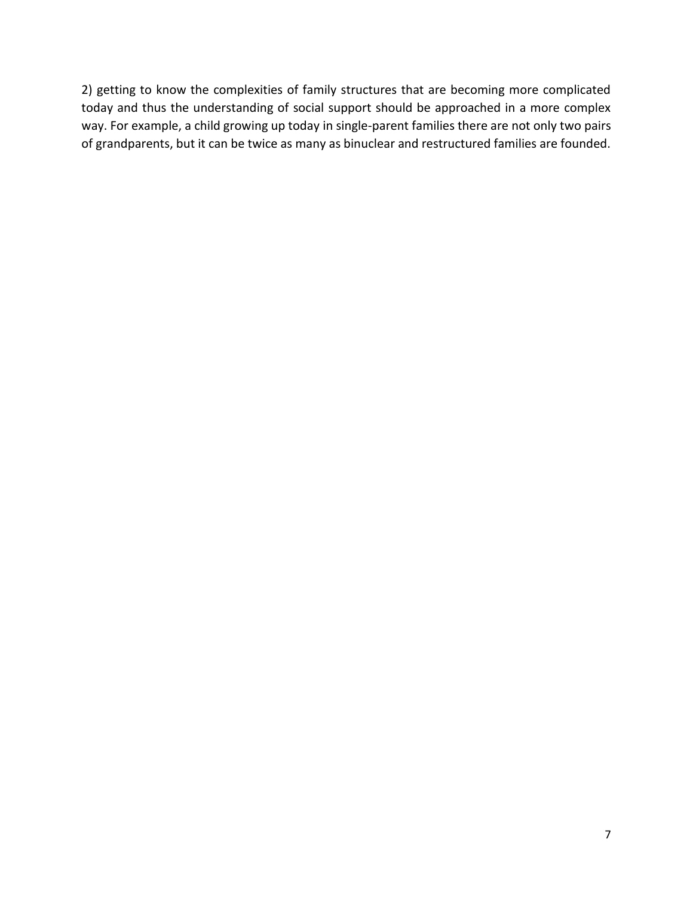2) getting to know the complexities of family structures that are becoming more complicated today and thus the understanding of social support should be approached in a more complex way. For example, a child growing up today in single-parent families there are not only two pairs of grandparents, but it can be twice as many as binuclear and restructured families are founded.